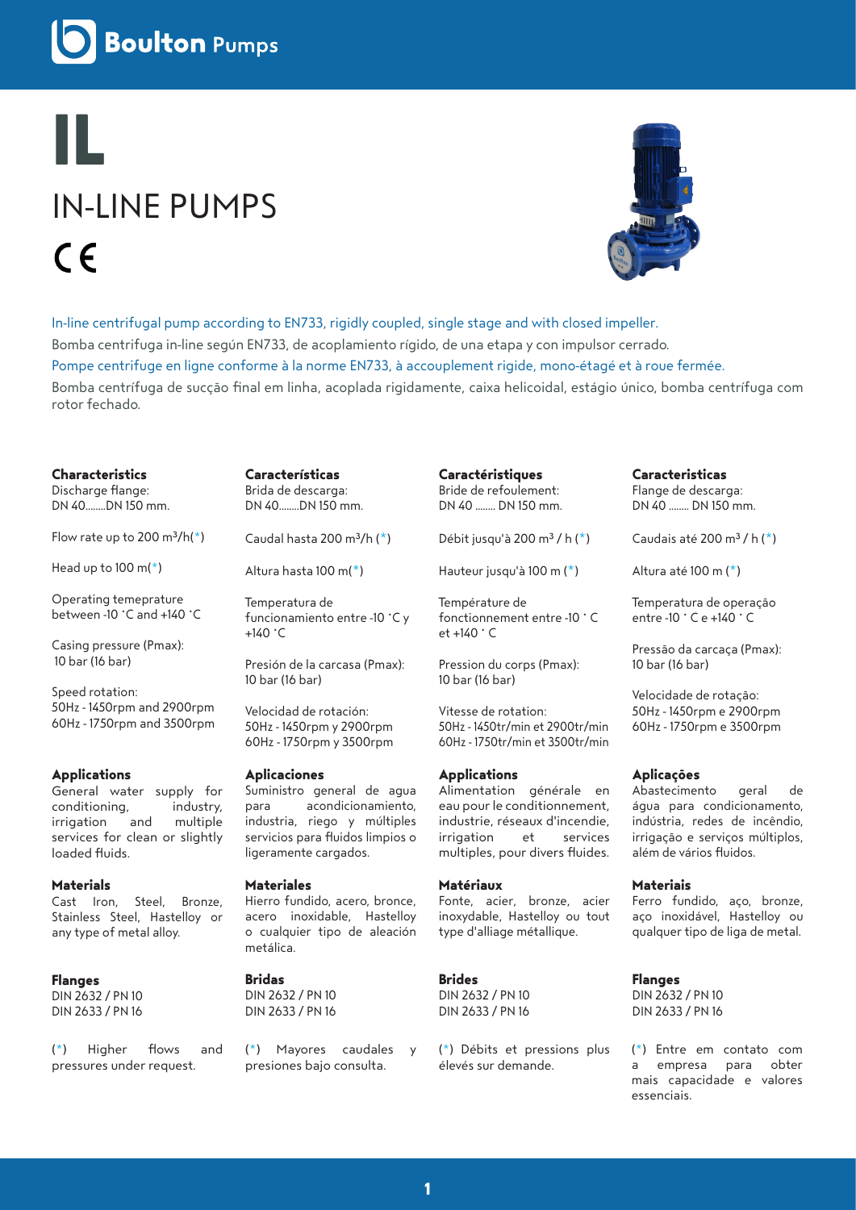Boulton Pumps

# IL

## IN-LINE PUMPS

CE

In-line centrifugal pump according to EN733, rigidly coupled, single stage and with closed impeller.

Bomba centrifuga in-line según EN733, de acoplamiento rígido, de una etapa y con impulsor cerrado.

Pompe centrifuge en ligne conforme à la norme EN733, à accouplement rigide, mono-étagé et à roue fermée.

Bomba centrífuga de sucção final em linha, acoplada rigidamente, caixa helicoidal, estágio único, bomba centrífuga com rotor fechado.

### Characteristics

Discharge flange:
DN 40........DN 150 mm.

Flow rate up to 200 m³/h(*)

Head up to 100 m(*)

Operating temeprature between -10 ˚C and +140 ˚C

Casing pressure (Pmax):
10 bar (16 bar)

Speed rotation:
50Hz - 1450rpm and 2900rpm
60Hz - 1750rpm and 3500rpm

### Applications

General water supply for conditioning, industry, irrigation and multiple services for clean or slightly loaded fluids.

### Materials

Cast Iron, Steel, Bronze, Stainless Steel, Hastelloy or any type of metal alloy.

### Flanges

DIN 2632 / PN 10
DIN 2633 / PN 16

(*) Higher flows and pressures under request.

### Características

Brida de descarga:
DN 40........DN 150 mm.

Caudal hasta 200 m³/h (*)

Altura hasta 100 m(*)

Temperatura de funcionamiento entre -10 ˚C y +140 ˚C

Presión de la carcasa (Pmax):
10 bar (16 bar)

Velocidad de rotación:
50Hz - 1450rpm y 2900rpm
60Hz - 1750rpm y 3500rpm

### Aplicaciones

Suministro general de agua para acondicionamiento, industria, riego y múltiples servicios para fluidos limpios o ligeramente cargados.

### Materiales

Hierro fundido, acero, bronce, acero inoxidable, Hastelloy o cualquier tipo de aleación metálica.

### Bridas

DIN 2632 / PN 10
DIN 2633 / PN 16

(*) Mayores caudales y presiones bajo consulta.

### Caractéristiques

Bride de refoulement:
DN 40 ........ DN 150 mm.

Débit jusqu'à 200 m³ / h (*)

Hauteur jusqu'à 100 m (*)

Température de fonctionnement entre -10 ˚ C et +140 ˚ C

Pression du corps (Pmax):
10 bar (16 bar)

Vitesse de rotation:
50Hz - 1450tr/min et 2900tr/min
60Hz - 1750tr/min et 3500tr/min

### Applications

Alimentation générale en eau pour le conditionnement, industrie, réseaux d'incendie, irrigation et services multiples, pour divers fluides.

### Matériaux

Fonte, acier, bronze, acier inoxydable, Hastelloy ou tout type d'alliage métallique.

### Brides

DIN 2632 / PN 10
DIN 2633 / PN 16

(*) Débits et pressions plus élevés sur demande.

### Caracteristicas

Flange de descarga:
DN 40 ........ DN 150 mm.

Caudais até 200 m³ / h (*)

Altura até 100 m (*)

Temperatura de operação entre -10 ˚ C e +140 ˚ C

Pressão da carcaça (Pmax):
10 bar (16 bar)

Velocidade de rotação:
50Hz - 1450rpm e 2900rpm
60Hz - 1750rpm e 3500rpm

### Aplicações

Abastecimento geral de água para condicionamento, indústria, redes de incêndio, irrigação e serviços múltiplos, além de vários fluidos.

### Materiais

Ferro fundido, aço, bronze, aço inoxidável, Hastelloy ou qualquer tipo de liga de metal.

### Flanges

DIN 2632 / PN 10
DIN 2633 / PN 16

(*) Entre em contato com a empresa para obter mais capacidade e valores essenciais.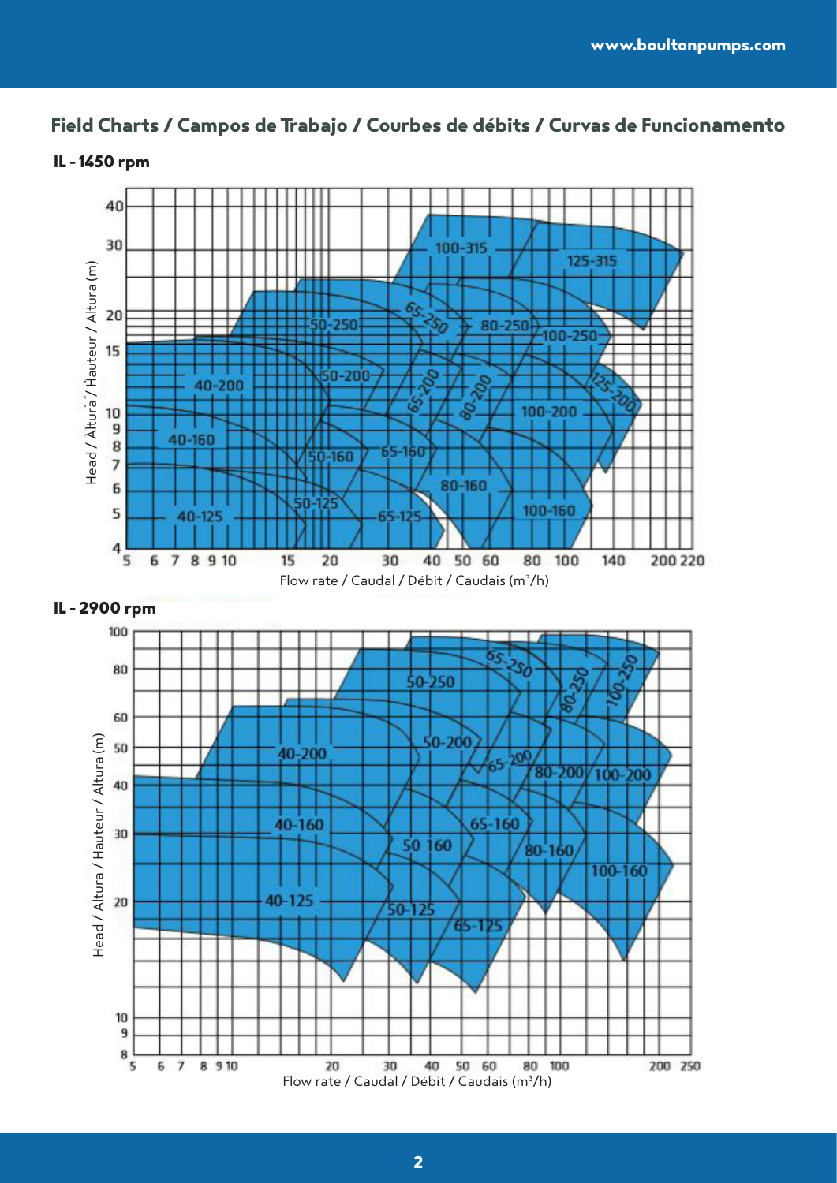## Field Charts / Campos de Trabajo / Courbes de débits / Curvas de Funcionamento

### IL - 1450 rpm

Head / Altura / Hauteur / Altura (m)

40, 30, 20, 15, 10, 9, 8, 7, 6, 5, 4

100-315, 125-315, 65-250, 80-250, 50-250, 100-250, 50-200, 125-200, 40-200, 65-200, 80-200, 100-200, 40-160, 65-160, 50-160, 80-160, 50-125, 100-160, 40-125, 65-125

5, 6, 7, 8, 9, 10, 15, 20, 30, 40, 50, 60, 80, 100, 140, 200, 220

Flow rate / Caudal / Débit / Caudais (m³/h)

### IL - 2900 rpm

Head / Altura / Hauteur / Altura (m)

100, 80, 60, 50, 40, 30, 20, 10, 9, 8

65-250, 80-250, 100-250, 50-250, 50-200, 40-200, 65-200, 80-200, 100-200, 40-160, 65-160, 50 160, 80-160, 100-160, 40-125, 50-125, 65-125

5, 6, 7, 8, 9, 10, 20, 30, 40, 50, 60, 80, 100, 200, 250

Flow rate / Caudal / Débit / Caudais (m³/h)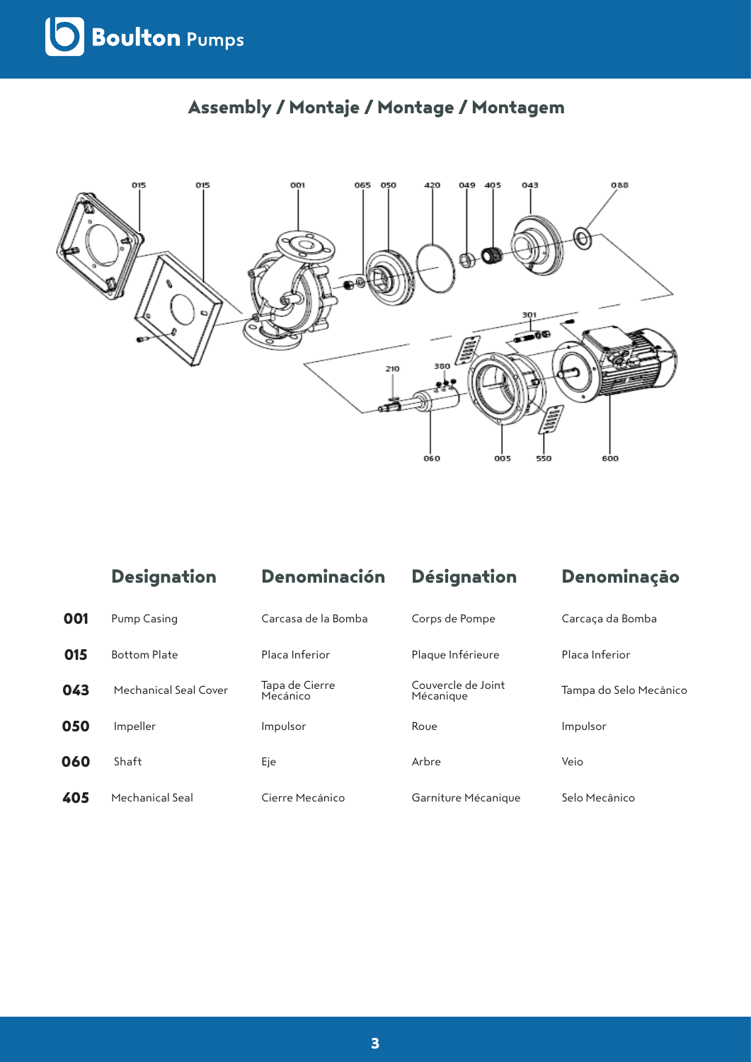## Assembly / Montaje / Montage / Montagem

|  | Designation | Denominación | Désignation | Denominação |
|---|---|---|---|---|
| **001** | Pump Casing | Carcasa de la Bomba | Corps de Pompe | Carcaça da Bomba |
| **015** | Bottom Plate | Placa Inferior | Plaque Inférieure | Placa Inferior |
| **043** | Mechanical Seal Cover | Tapa de Cierre Mecánico | Couvercle de Joint Mécanique | Tampa do Selo Mecânico |
| **050** | Impeller | Impulsor | Roue | Impulsor |
| **060** | Shaft | Eje | Arbre | Veio |
| **405** | Mechanical Seal | Cierre Mecánico | Garniture Mécanique | Selo Mecânico |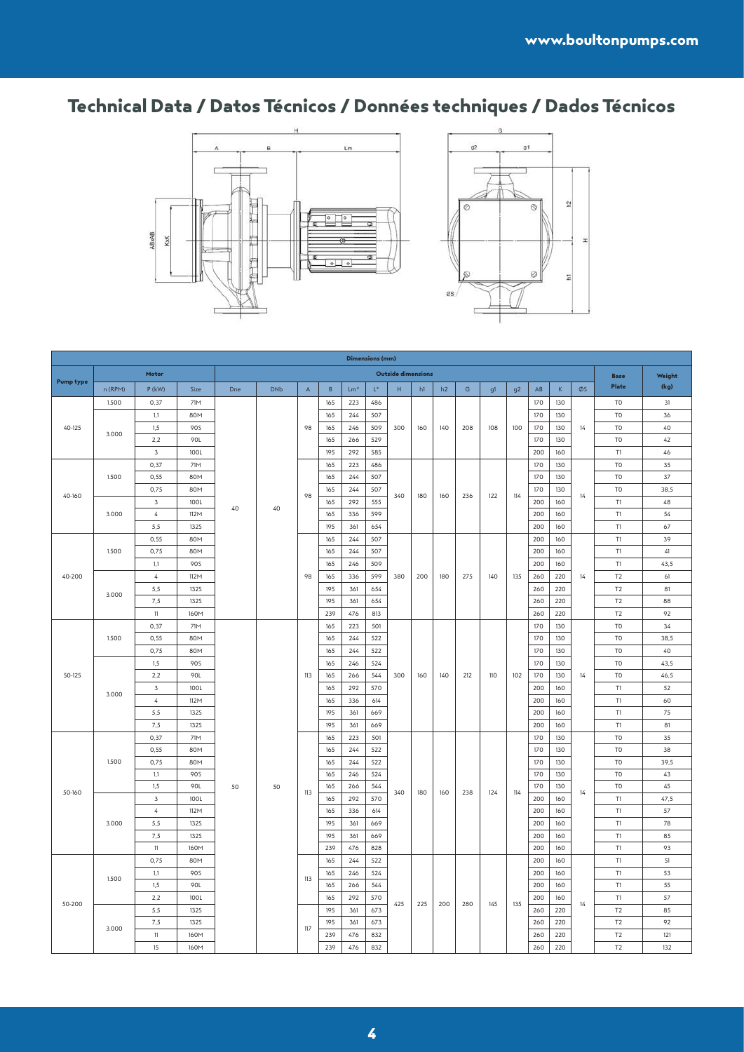# Technical Data / Datos Técnicos / Données techniques / Dados Técnicos

| Pump type | Motor | | | Outside dimensions | | | | | | | | | | | | | | | Base Plate | Weight (kg) |
|---|---|---|---|---|---|---|---|---|---|---|---|---|---|---|---|---|---|---|---|---|
| | n (RPM) | P (kW) | Size | Dne | DNb | A | B | Lm* | L* | H | h1 | h2 | G | g1 | g2 | AB | K | ØS | | |
| 40-125 | 1.500 | 0,37 | 71M | 40 | 40 | 98 | 165 | 223 | 486 | 300 | 160 | 140 | 208 | 108 | 100 | 170 | 130 | 14 | T0 | 31 |
| | 3.000 | 1,1 | 80M | | | | 165 | 244 | 507 | | | | | | | 170 | 130 | | T0 | 36 |
| | | 1,5 | 90S | | | | 165 | 246 | 509 | | | | | | | 170 | 130 | | T0 | 40 |
| | | 2,2 | 90L | | | | 165 | 266 | 529 | | | | | | | 170 | 130 | | T0 | 42 |
| | | 3 | 100L | | | | 195 | 292 | 585 | | | | | | | 200 | 160 | | T1 | 46 |
| 40-160 | 1.500 | 0,37 | 71M | | | 98 | 165 | 223 | 486 | 340 | 180 | 160 | 236 | 122 | 114 | 170 | 130 | 14 | T0 | 35 |
| | | 0,55 | 80M | | | | 165 | 244 | 507 | | | | | | | 170 | 130 | | T0 | 37 |
| | | 0,75 | 80M | | | | 165 | 244 | 507 | | | | | | | 170 | 130 | | T0 | 38,5 |
| | 3.000 | 3 | 100L | | | | 165 | 292 | 555 | | | | | | | 200 | 160 | | T1 | 48 |
| | | 4 | 112M | | | | 165 | 336 | 599 | | | | | | | 200 | 160 | | T1 | 54 |
| | | 5,5 | 132S | | | | 195 | 361 | 654 | | | | | | | 200 | 160 | | T1 | 67 |
| 40-200 | 1.500 | 0,55 | 80M | | | 98 | 165 | 244 | 507 | 380 | 200 | 180 | 275 | 140 | 135 | 200 | 160 | 14 | T1 | 39 |
| | | 0,75 | 80M | | | | 165 | 244 | 507 | | | | | | | 200 | 160 | | T1 | 41 |
| | | 1,1 | 90S | | | | 165 | 246 | 509 | | | | | | | 200 | 160 | | T1 | 43,5 |
| | 3.000 | 4 | 112M | | | | 165 | 336 | 599 | | | | | | | 260 | 220 | | T2 | 61 |
| | | 5,5 | 132S | | | | 195 | 361 | 654 | | | | | | | 260 | 220 | | T2 | 81 |
| | | 7,5 | 132S | | | | 195 | 361 | 654 | | | | | | | 260 | 220 | | T2 | 88 |
| | | 11 | 160M | | | | 239 | 476 | 813 | | | | | | | 260 | 220 | | T2 | 92 |
| 50-125 | 1.500 | 0,37 | 71M | 50 | 50 | 113 | 165 | 223 | 501 | 300 | 160 | 140 | 212 | 110 | 102 | 170 | 130 | 14 | T0 | 34 |
| | | 0,55 | 80M | | | | 165 | 244 | 522 | | | | | | | 170 | 130 | | T0 | 38,5 |
| | | 0,75 | 80M | | | | 165 | 244 | 522 | | | | | | | 170 | 130 | | T0 | 40 |
| | 3.000 | 1,5 | 90S | | | | 165 | 246 | 524 | | | | | | | 170 | 130 | | T0 | 43,5 |
| | | 2,2 | 90L | | | | 165 | 266 | 544 | | | | | | | 170 | 130 | | T0 | 46,5 |
| | | 3 | 100L | | | | 165 | 292 | 570 | | | | | | | 200 | 160 | | T1 | 52 |
| | | 4 | 112M | | | | 165 | 336 | 614 | | | | | | | 200 | 160 | | T1 | 60 |
| | | 5,5 | 132S | | | | 195 | 361 | 669 | | | | | | | 200 | 160 | | T1 | 75 |
| | | 7,5 | 132S | | | | 195 | 361 | 669 | | | | | | | 200 | 160 | | T1 | 81 |
| 50-160 | 1.500 | 0,37 | 71M | | | 113 | 165 | 223 | 501 | 340 | 180 | 160 | 238 | 124 | 114 | 170 | 130 | 14 | T0 | 35 |
| | | 0,55 | 80M | | | | 165 | 244 | 522 | | | | | | | 170 | 130 | | T0 | 38 |
| | | 0,75 | 80M | | | | 165 | 244 | 522 | | | | | | | 170 | 130 | | T0 | 39,5 |
| | | 1,1 | 90S | | | | 165 | 246 | 524 | | | | | | | 170 | 130 | | T0 | 43 |
| | | 1,5 | 90L | | | | 165 | 266 | 544 | | | | | | | 170 | 130 | | T0 | 45 |
| | 3.000 | 3 | 100L | | | | 165 | 292 | 570 | | | | | | | 200 | 160 | | T1 | 47,5 |
| | | 4 | 112M | | | | 165 | 336 | 614 | | | | | | | 200 | 160 | | T1 | 57 |
| | | 5,5 | 132S | | | | 195 | 361 | 669 | | | | | | | 200 | 160 | | T1 | 78 |
| | | 7,5 | 132S | | | | 195 | 361 | 669 | | | | | | | 200 | 160 | | T1 | 85 |
| | | 11 | 160M | | | | 239 | 476 | 828 | | | | | | | 200 | 160 | | T1 | 93 |
| 50-200 | 1.500 | 0,75 | 80M | | | 113 | 165 | 244 | 522 | 425 | 225 | 200 | 280 | 145 | 135 | 200 | 160 | 14 | T1 | 51 |
| | | 1,1 | 90S | | | | 165 | 246 | 524 | | | | | | | 200 | 160 | | T1 | 53 |
| | | 1,5 | 90L | | | | 165 | 266 | 544 | | | | | | | 200 | 160 | | T1 | 55 |
| | | 2,2 | 100L | | | | 165 | 292 | 570 | | | | | | | 200 | 160 | | T1 | 57 |
| | 3.000 | 5,5 | 132S | | | 117 | 195 | 361 | 673 | | | | | | | 260 | 220 | | T2 | 85 |
| | | 7,5 | 132S | | | | 195 | 361 | 673 | | | | | | | 260 | 220 | | T2 | 92 |
| | | 11 | 160M | | | | 239 | 476 | 832 | | | | | | | 260 | 220 | | T2 | 121 |
| | | 15 | 160M | | | | 239 | 476 | 832 | | | | | | | 260 | 220 | | T2 | 132 |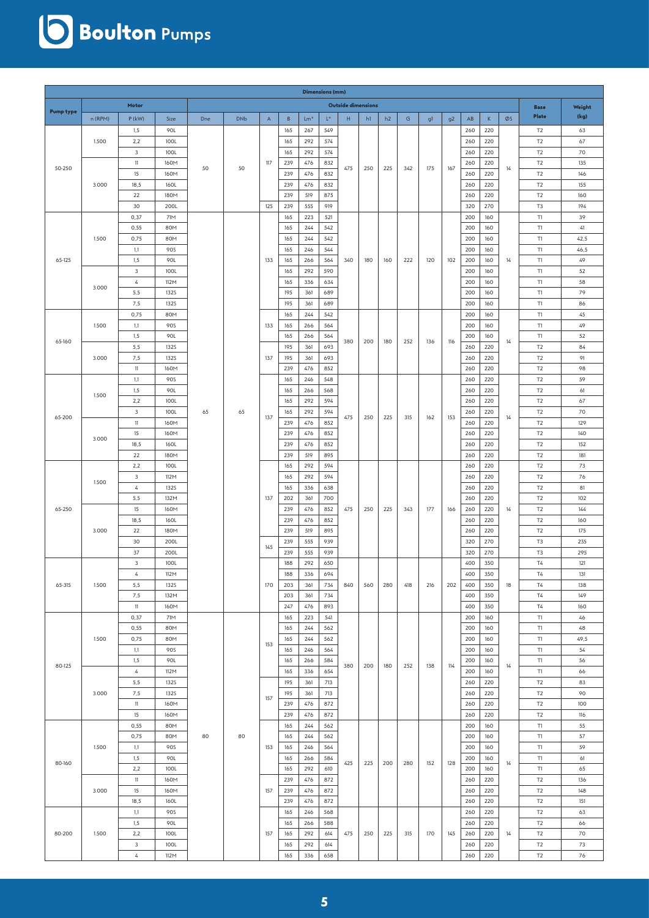| Pump type | Motor | | | Dimensions (mm) | | | | | | | | | | | | | | | | Base Plate | Weight (kg) |
|---|---|---|---|---|---|---|---|---|---|---|---|---|---|---|---|---|---|---|---|---|---|
| | | | | Outside dimensions | | | | | | | | | | | | | | | | | |
| | n (RPM) | P (kW) | Size | Dne | DNb | A | B | Lm* | L* | H | h1 | h2 | G | g1 | g2 | AB | K | ØS | | | |
| 50-250 | 1.500 | 1,5 | 90L | 50 | 50 | 117 | 165 | 267 | 549 | 475 | 250 | 225 | 342 | 175 | 167 | 260 | 220 | 14 | | T2 | 63 |
| | | 2,2 | 100L | | | | 165 | 292 | 574 | | | | | | | 260 | 220 | | | T2 | 67 |
| | | 3 | 100L | | | | 165 | 292 | 574 | | | | | | | 260 | 220 | | | T2 | 70 |
| | 3.000 | 11 | 160M | | | | 239 | 476 | 832 | | | | | | | 260 | 220 | | | T2 | 135 |
| | | 15 | 160M | | | | 239 | 476 | 832 | | | | | | | 260 | 220 | | | T2 | 146 |
| | | 18,5 | 160L | | | | 239 | 476 | 832 | | | | | | | 260 | 220 | | | T2 | 155 |
| | | 22 | 180M | | | | 239 | 519 | 875 | | | | | | | 260 | 220 | | | T2 | 160 |
| | | 30 | 200L | | | 125 | 239 | 555 | 919 | | | | | | | 320 | 270 | | | T3 | 194 |
| 65-125 | 1.500 | 0,37 | 71M | 65 | 65 | 133 | 165 | 223 | 521 | 340 | 180 | 160 | 222 | 120 | 102 | 200 | 160 | 14 | | T1 | 39 |
| | | 0,55 | 80M | | | | 165 | 244 | 542 | | | | | | | 200 | 160 | | | T1 | 41 |
| | | 0,75 | 80M | | | | 165 | 244 | 542 | | | | | | | 200 | 160 | | | T1 | 42,5 |
| | | 1,1 | 90S | | | | 165 | 246 | 544 | | | | | | | 200 | 160 | | | T1 | 46,5 |
| | | 1,5 | 90L | | | | 165 | 266 | 564 | | | | | | | 200 | 160 | | | T1 | 49 |
| | 3.000 | 3 | 100L | | | | 165 | 292 | 590 | | | | | | | 200 | 160 | | | T1 | 52 |
| | | 4 | 112M | | | | 165 | 336 | 634 | | | | | | | 200 | 160 | | | T1 | 58 |
| | | 5,5 | 132S | | | | 195 | 361 | 689 | | | | | | | 200 | 160 | | | T1 | 79 |
| | | 7,5 | 132S | | | | 195 | 361 | 689 | | | | | | | 200 | 160 | | | T1 | 86 |
| 65-160 | 1.500 | 0,75 | 80M | | | 133 | 165 | 244 | 542 | 380 | 200 | 180 | 252 | 136 | 116 | 200 | 160 | 14 | | T1 | 45 |
| | | 1,1 | 90S | | | | 165 | 266 | 564 | | | | | | | 200 | 160 | | | T1 | 49 |
| | | 1,5 | 90L | | | | 165 | 266 | 564 | | | | | | | 200 | 160 | | | T1 | 52 |
| | 3.000 | 5,5 | 132S | | | 137 | 195 | 361 | 693 | | | | | | | 260 | 220 | | | T2 | 84 |
| | | 7,5 | 132S | | | | 195 | 361 | 693 | | | | | | | 260 | 220 | | | T2 | 91 |
| | | 11 | 160M | | | | 239 | 476 | 852 | | | | | | | 260 | 220 | | | T2 | 98 |
| 65-200 | 1.500 | 1,1 | 90S | | | 137 | 165 | 246 | 548 | 475 | 250 | 225 | 315 | 162 | 153 | 260 | 220 | 14 | | T2 | 59 |
| | | 1,5 | 90L | | | | 165 | 266 | 568 | | | | | | | 260 | 220 | | | T2 | 61 |
| | | 2,2 | 100L | | | | 165 | 292 | 594 | | | | | | | 260 | 220 | | | T2 | 67 |
| | | 3 | 100L | | | | 165 | 292 | 594 | | | | | | | 260 | 220 | | | T2 | 70 |
| | 3.000 | 11 | 160M | | | | 239 | 476 | 852 | | | | | | | 260 | 220 | | | T2 | 129 |
| | | 15 | 160M | | | | 239 | 476 | 852 | | | | | | | 260 | 220 | | | T2 | 140 |
| | | 18,5 | 160L | | | | 239 | 476 | 852 | | | | | | | 260 | 220 | | | T2 | 152 |
| | | 22 | 180M | | | | 239 | 519 | 895 | | | | | | | 260 | 220 | | | T2 | 181 |
| 65-250 | 1.500 | 2,2 | 100L | | | 137 | 165 | 292 | 594 | 475 | 250 | 225 | 343 | 177 | 166 | 260 | 220 | 14 | | T2 | 73 |
| | | 3 | 112M | | | | 165 | 292 | 594 | | | | | | | 260 | 220 | | | T2 | 76 |
| | | 4 | 132S | | | | 165 | 336 | 638 | | | | | | | 260 | 220 | | | T2 | 81 |
| | | 5,5 | 132M | | | | 202 | 361 | 700 | | | | | | | 260 | 220 | | | T2 | 102 |
| | 3.000 | 15 | 160M | | | | 239 | 476 | 852 | | | | | | | 260 | 220 | | | T2 | 144 |
| | | 18,5 | 160L | | | | 239 | 476 | 852 | | | | | | | 260 | 220 | | | T2 | 160 |
| | | 22 | 180M | | | | 239 | 519 | 895 | | | | | | | 260 | 220 | | | T2 | 175 |
| | | 30 | 200L | | | 145 | 239 | 555 | 939 | | | | | | | 320 | 270 | | | T3 | 235 |
| | | 37 | 200L | | | | 239 | 555 | 939 | | | | | | | 320 | 270 | | | T3 | 295 |
| 65-315 | 1.500 | 3 | 100L | | | 170 | 188 | 292 | 650 | 840 | 560 | 280 | 418 | 216 | 202 | 400 | 350 | 18 | | T4 | 121 |
| | | 4 | 112M | | | | 188 | 336 | 694 | | | | | | | 400 | 350 | | | T4 | 131 |
| | | 5,5 | 132S | | | | 203 | 361 | 734 | | | | | | | 400 | 350 | | | T4 | 138 |
| | | 7,5 | 132M | | | | 203 | 361 | 734 | | | | | | | 400 | 350 | | | T4 | 149 |
| | | 11 | 160M | | | | 247 | 476 | 893 | | | | | | | 400 | 350 | | | T4 | 160 |
| 80-125 | 1.500 | 0,37 | 71M | 80 | 80 | 153 | 165 | 223 | 541 | 380 | 200 | 180 | 252 | 138 | 114 | 200 | 160 | 14 | | T1 | 46 |
| | | 0,55 | 80M | | | | 165 | 244 | 562 | | | | | | | 200 | 160 | | | T1 | 48 |
| | | 0,75 | 80M | | | | 165 | 244 | 562 | | | | | | | 200 | 160 | | | T1 | 49,5 |
| | | 1,1 | 90S | | | | 165 | 246 | 564 | | | | | | | 200 | 160 | | | T1 | 54 |
| | | 1,5 | 90L | | | | 165 | 266 | 584 | | | | | | | 200 | 160 | | | T1 | 56 |
| | 3.000 | 4 | 112M | | | | 165 | 336 | 654 | | | | | | | 200 | 160 | | | T1 | 66 |
| | | 5,5 | 132S | | | 157 | 195 | 361 | 713 | | | | | | | 260 | 220 | | | T2 | 83 |
| | | 7,5 | 132S | | | | 195 | 361 | 713 | | | | | | | 260 | 220 | | | T2 | 90 |
| | | 11 | 160M | | | | 239 | 476 | 872 | | | | | | | 260 | 220 | | | T2 | 100 |
| | | 15 | 160M | | | | 239 | 476 | 872 | | | | | | | 260 | 220 | | | T2 | 116 |
| 80-160 | 1.500 | 0,55 | 80M | | | 153 | 165 | 244 | 562 | 425 | 225 | 200 | 280 | 152 | 128 | 200 | 160 | 14 | | T1 | 55 |
| | | 0,75 | 80M | | | | 165 | 244 | 562 | | | | | | | 200 | 160 | | | T1 | 57 |
| | | 1,1 | 90S | | | | 165 | 246 | 564 | | | | | | | 200 | 160 | | | T1 | 59 |
| | | 1,5 | 90L | | | | 165 | 266 | 584 | | | | | | | 200 | 160 | | | T1 | 61 |
| | | 2,2 | 100L | | | | 165 | 292 | 610 | | | | | | | 200 | 160 | | | T1 | 65 |
| | 3.000 | 11 | 160M | | | 157 | 239 | 476 | 872 | | | | | | | 260 | 220 | | | T2 | 136 |
| | | 15 | 160M | | | | 239 | 476 | 872 | | | | | | | 260 | 220 | | | T2 | 148 |
| | | 18,5 | 160L | | | | 239 | 476 | 872 | | | | | | | 260 | 220 | | | T2 | 151 |
| 80-200 | 1.500 | 1,1 | 90S | | | 157 | 165 | 246 | 568 | 475 | 250 | 225 | 315 | 170 | 145 | 260 | 220 | 14 | | T2 | 63 |
| | | 1,5 | 90L | | | | 165 | 266 | 588 | | | | | | | 260 | 220 | | | T2 | 66 |
| | | 2,2 | 100L | | | | 165 | 292 | 614 | | | | | | | 260 | 220 | | | T2 | 70 |
| | | 3 | 100L | | | | 165 | 292 | 614 | | | | | | | 260 | 220 | | | T2 | 73 |
| | | 4 | 112M | | | | 165 | 336 | 658 | | | | | | | 260 | 220 | | | T2 | 76 |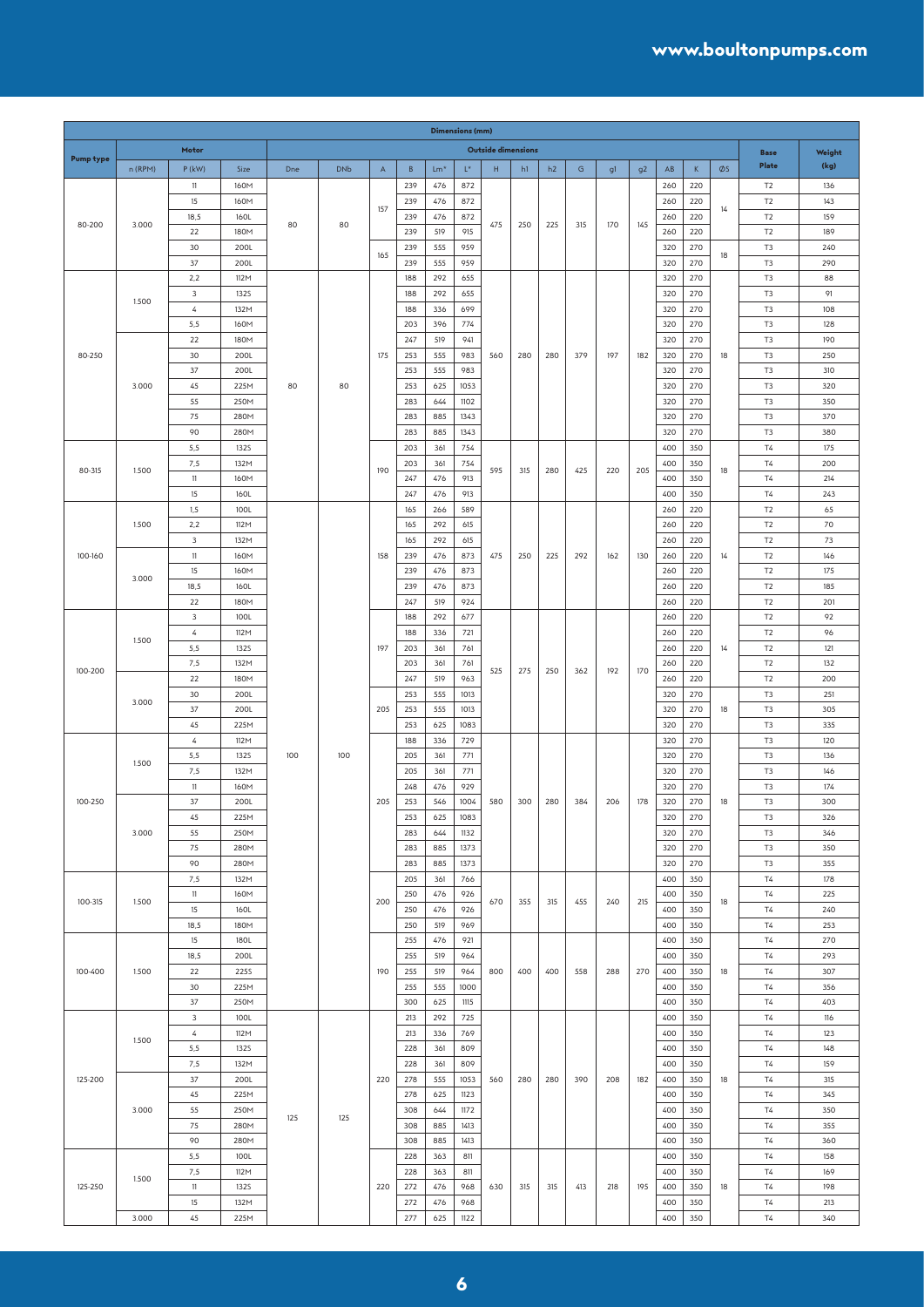| Pump type | Motor | | | Outside dimensions | | | | | | | | | | | | | | | | Base Plate | Weight (kg) |
|---|---|---|---|---|---|---|---|---|---|---|---|---|---|---|---|---|---|---|---|---|---|
| | n (RPM) | P (kW) | Size | Dne | DNb | A | B | Lm* | L* | H | h1 | h2 | G | g1 | g2 | AB | K | ØS | | | |
| 80-200 | 3.000 | 11 | 160M | 80 | 80 | 157 | 239 | 476 | 872 | 475 | 250 | 225 | 315 | 170 | 145 | 260 | 220 | 14 | | T2 | 136 |
| | | 15 | 160M | | | | 239 | 476 | 872 | | | | | | | 260 | 220 | | | T2 | 143 |
| | | 18,5 | 160L | | | | 239 | 476 | 872 | | | | | | | 260 | 220 | | | T2 | 159 |
| | | 22 | 180M | | | | 239 | 519 | 915 | | | | | | | 260 | 220 | | | T2 | 189 |
| | | 30 | 200L | | | 165 | 239 | 555 | 959 | | | | | | | 320 | 270 | 18 | | T3 | 240 |
| | | 37 | 200L | | | | 239 | 555 | 959 | | | | | | | 320 | 270 | | | T3 | 290 |
| 80-250 | 1.500 | 2,2 | 112M | 80 | 80 | 175 | 188 | 292 | 655 | 560 | 280 | 280 | 379 | 197 | 182 | 320 | 270 | 18 | | T3 | 88 |
| | | 3 | 132S | | | | 188 | 292 | 655 | | | | | | | 320 | 270 | | | T3 | 91 |
| | | 4 | 132M | | | | 188 | 336 | 699 | | | | | | | 320 | 270 | | | T3 | 108 |
| | | 5,5 | 160M | | | | 203 | 396 | 774 | | | | | | | 320 | 270 | | | T3 | 128 |
| | 3.000 | 22 | 180M | | | | 247 | 519 | 941 | | | | | | | 320 | 270 | | | T3 | 190 |
| | | 30 | 200L | | | | 253 | 555 | 983 | | | | | | | 320 | 270 | | | T3 | 250 |
| | | 37 | 200L | | | | 253 | 555 | 983 | | | | | | | 320 | 270 | | | T3 | 310 |
| | | 45 | 225M | | | | 253 | 625 | 1053 | | | | | | | 320 | 270 | | | T3 | 320 |
| | | 55 | 250M | | | | 283 | 644 | 1102 | | | | | | | 320 | 270 | | | T3 | 350 |
| | | 75 | 280M | | | | 283 | 885 | 1343 | | | | | | | 320 | 270 | | | T3 | 370 |
| | | 90 | 280M | | | | 283 | 885 | 1343 | | | | | | | 320 | 270 | | | T3 | 380 |
| 80-315 | 1.500 | 5,5 | 132S | | | 190 | 203 | 361 | 754 | 595 | 315 | 280 | 425 | 220 | 205 | 400 | 350 | 18 | | T4 | 175 |
| | | 7,5 | 132M | | | | 203 | 361 | 754 | | | | | | | 400 | 350 | | | T4 | 200 |
| | | 11 | 160M | | | | 247 | 476 | 913 | | | | | | | 400 | 350 | | | T4 | 214 |
| | | 15 | 160L | | | | 247 | 476 | 913 | | | | | | | 400 | 350 | | | T4 | 243 |
| 100-160 | 1.500 | 1,5 | 100L | 100 | 100 | 158 | 165 | 266 | 589 | 475 | 250 | 225 | 292 | 162 | 130 | 260 | 220 | 14 | | T2 | 65 |
| | | 2,2 | 112M | | | | 165 | 292 | 615 | | | | | | | 260 | 220 | | | T2 | 70 |
| | | 3 | 132M | | | | 165 | 292 | 615 | | | | | | | 260 | 220 | | | T2 | 73 |
| | 3.000 | 11 | 160M | | | | 239 | 476 | 873 | | | | | | | 260 | 220 | | | T2 | 146 |
| | | 15 | 160M | | | | 239 | 476 | 873 | | | | | | | 260 | 220 | | | T2 | 175 |
| | | 18,5 | 160L | | | | 239 | 476 | 873 | | | | | | | 260 | 220 | | | T2 | 185 |
| | | 22 | 180M | | | | 247 | 519 | 924 | | | | | | | 260 | 220 | | | T2 | 201 |
| 100-200 | 1.500 | 3 | 100L | | | 197 | 188 | 292 | 677 | 525 | 275 | 250 | 362 | 192 | 170 | 260 | 220 | 14 | | T2 | 92 |
| | | 4 | 112M | | | | 188 | 336 | 721 | | | | | | | 260 | 220 | | | T2 | 96 |
| | | 5,5 | 132S | | | | 203 | 361 | 761 | | | | | | | 260 | 220 | | | T2 | 121 |
| | | 7,5 | 132M | | | | 203 | 361 | 761 | | | | | | | 260 | 220 | | | T2 | 132 |
| | 3.000 | 22 | 180M | | | | 247 | 519 | 963 | | | | | | | 260 | 220 | | | T2 | 200 |
| | | 30 | 200L | | | 205 | 253 | 555 | 1013 | | | | | | | 320 | 270 | 18 | | T3 | 251 |
| | | 37 | 200L | | | | 253 | 555 | 1013 | | | | | | | 320 | 270 | | | T3 | 305 |
| | | 45 | 225M | | | | 253 | 625 | 1083 | | | | | | | 320 | 270 | | | T3 | 335 |
| 100-250 | 1.500 | 4 | 112M | | | 205 | 188 | 336 | 729 | 580 | 300 | 280 | 384 | 206 | 178 | 320 | 270 | 18 | | T3 | 120 |
| | | 5,5 | 132S | | | | 205 | 361 | 771 | | | | | | | 320 | 270 | | | T3 | 136 |
| | | 7,5 | 132M | | | | 205 | 361 | 771 | | | | | | | 320 | 270 | | | T3 | 146 |
| | | 11 | 160M | | | | 248 | 476 | 929 | | | | | | | 320 | 270 | | | T3 | 174 |
| | 3.000 | 37 | 200L | | | | 253 | 546 | 1004 | | | | | | | 320 | 270 | | | T3 | 300 |
| | | 45 | 225M | | | | 253 | 625 | 1083 | | | | | | | 320 | 270 | | | T3 | 326 |
| | | 55 | 250M | | | | 283 | 644 | 1132 | | | | | | | 320 | 270 | | | T3 | 346 |
| | | 75 | 280M | | | | 283 | 885 | 1373 | | | | | | | 320 | 270 | | | T3 | 350 |
| | | 90 | 280M | | | | 283 | 885 | 1373 | | | | | | | 320 | 270 | | | T3 | 355 |
| 100-315 | 1.500 | 7,5 | 132M | | | 200 | 205 | 361 | 766 | 670 | 355 | 315 | 455 | 240 | 215 | 400 | 350 | 18 | | T4 | 178 |
| | | 11 | 160M | | | | 250 | 476 | 926 | | | | | | | 400 | 350 | | | T4 | 225 |
| | | 15 | 160L | | | | 250 | 476 | 926 | | | | | | | 400 | 350 | | | T4 | 240 |
| | | 18,5 | 180M | | | | 250 | 519 | 969 | | | | | | | 400 | 350 | | | T4 | 253 |
| 100-400 | 1.500 | 15 | 180L | | | 190 | 255 | 476 | 921 | 800 | 400 | 400 | 558 | 288 | 270 | 400 | 350 | 18 | | T4 | 270 |
| | | 18,5 | 200L | | | | 255 | 519 | 964 | | | | | | | 400 | 350 | | | T4 | 293 |
| | | 22 | 225S | | | | 255 | 519 | 964 | | | | | | | 400 | 350 | | | T4 | 307 |
| | | 30 | 225M | | | | 255 | 555 | 1000 | | | | | | | 400 | 350 | | | T4 | 356 |
| | | 37 | 250M | | | | 300 | 625 | 1115 | | | | | | | 400 | 350 | | | T4 | 403 |
| 125-200 | 1.500 | 3 | 100L | 125 | 125 | 220 | 213 | 292 | 725 | 560 | 280 | 280 | 390 | 208 | 182 | 400 | 350 | 18 | | T4 | 116 |
| | | 4 | 112M | | | | 213 | 336 | 769 | | | | | | | 400 | 350 | | | T4 | 123 |
| | | 5,5 | 132S | | | | 228 | 361 | 809 | | | | | | | 400 | 350 | | | T4 | 148 |
| | | 7,5 | 132M | | | | 228 | 361 | 809 | | | | | | | 400 | 350 | | | T4 | 159 |
| | 3.000 | 37 | 200L | | | | 278 | 555 | 1053 | | | | | | | 400 | 350 | | | T4 | 315 |
| | | 45 | 225M | | | | 278 | 625 | 1123 | | | | | | | 400 | 350 | | | T4 | 345 |
| | | 55 | 250M | | | | 308 | 644 | 1172 | | | | | | | 400 | 350 | | | T4 | 350 |
| | | 75 | 280M | | | | 308 | 885 | 1413 | | | | | | | 400 | 350 | | | T4 | 355 |
| | | 90 | 280M | | | | 308 | 885 | 1413 | | | | | | | 400 | 350 | | | T4 | 360 |
| 125-250 | 1.500 | 5,5 | 100L | | | 220 | 228 | 363 | 811 | 630 | 315 | 315 | 413 | 218 | 195 | 400 | 350 | 18 | | T4 | 158 |
| | | 7,5 | 112M | | | | 228 | 363 | 811 | | | | | | | 400 | 350 | | | T4 | 169 |
| | | 11 | 132S | | | | 272 | 476 | 968 | | | | | | | 400 | 350 | | | T4 | 198 |
| | | 15 | 132M | | | | 272 | 476 | 968 | | | | | | | 400 | 350 | | | T4 | 213 |
| | 3.000 | 45 | 225M | | | | 277 | 625 | 1122 | | | | | | | 400 | 350 | | | T4 | 340 |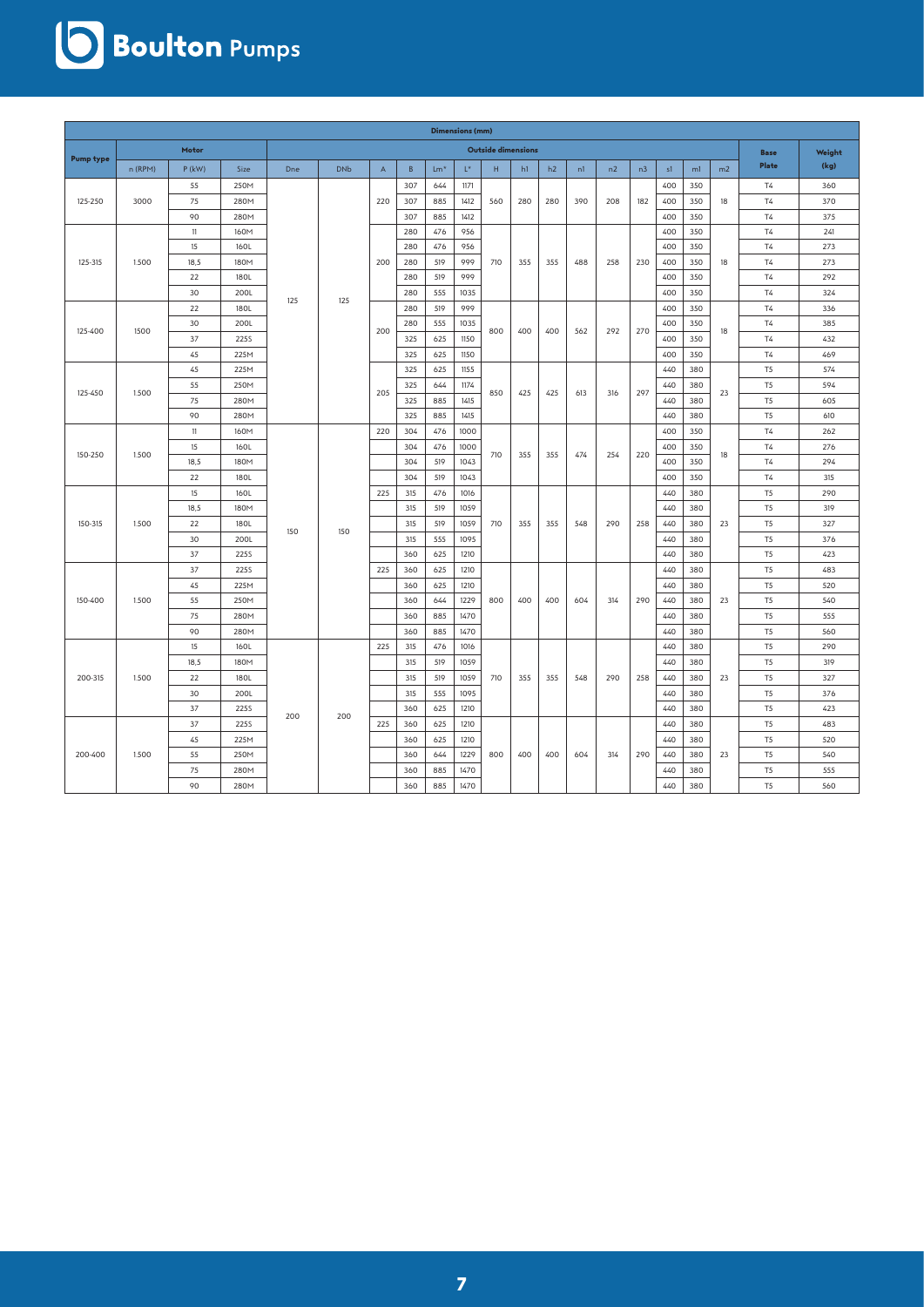**Boulton Pumps**

| Pump type | Motor | | | Dimensions (mm) | | | | | | | | | | | | | | | | | Base Plate | Weight (kg) |
|---|---|---|---|---|---|---|---|---|---|---|---|---|---|---|---|---|---|---|---|---|---|---|
| | | | | | | | | | | Outside dimensions | | | | | | | | | | | | |
| | n (RPM) | P (kW) | Size | Dne | DNb | A | B | Lm* | L* | H | h1 | h2 | n1 | n2 | n3 | s1 | m1 | m2 | | | | |
| 125-250 | 3000 | 55 | 250M | 125 | 125 | 220 | 307 | 644 | 1171 | 560 | 280 | 280 | 390 | 208 | 182 | 400 | 350 | 18 | T4 | 360 | | |
| | | 75 | 280M | | | | 307 | 885 | 1412 | | | | | | | 400 | 350 | | T4 | 370 | | |
| | | 90 | 280M | | | | 307 | 885 | 1412 | | | | | | | 400 | 350 | | T4 | 375 | | |
| 125-315 | 1.500 | 11 | 160M | | | 200 | 280 | 476 | 956 | 710 | 355 | 355 | 488 | 258 | 230 | 400 | 350 | 18 | T4 | 241 | | |
| | | 15 | 160L | | | | 280 | 476 | 956 | | | | | | | 400 | 350 | | T4 | 273 | | |
| | | 18,5 | 180M | | | | 280 | 519 | 999 | | | | | | | 400 | 350 | | T4 | 273 | | |
| | | 22 | 180L | | | | 280 | 519 | 999 | | | | | | | 400 | 350 | | T4 | 292 | | |
| | | 30 | 200L | | | | 280 | 555 | 1035 | | | | | | | 400 | 350 | | T4 | 324 | | |
| 125-400 | 1500 | 22 | 180L | | | 200 | 280 | 519 | 999 | 800 | 400 | 400 | 562 | 292 | 270 | 400 | 350 | 18 | T4 | 336 | | |
| | | 30 | 200L | | | | 280 | 555 | 1035 | | | | | | | 400 | 350 | | T4 | 385 | | |
| | | 37 | 225S | | | | 325 | 625 | 1150 | | | | | | | 400 | 350 | | T4 | 432 | | |
| | | 45 | 225M | | | | 325 | 625 | 1150 | | | | | | | 400 | 350 | | T4 | 469 | | |
| 125-450 | 1.500 | 45 | 225M | | | 205 | 325 | 625 | 1155 | 850 | 425 | 425 | 613 | 316 | 297 | 440 | 380 | 23 | T5 | 574 | | |
| | | 55 | 250M | | | | 325 | 644 | 1174 | | | | | | | 440 | 380 | | T5 | 594 | | |
| | | 75 | 280M | | | | 325 | 885 | 1415 | | | | | | | 440 | 380 | | T5 | 605 | | |
| | | 90 | 280M | | | | 325 | 885 | 1415 | | | | | | | 440 | 380 | | T5 | 610 | | |
| 150-250 | 1.500 | 11 | 160M | 150 | 150 | 220 | 304 | 476 | 1000 | 710 | 355 | 355 | 474 | 254 | 220 | 400 | 350 | 18 | T4 | 262 | | |
| | | 15 | 160L | | | | 304 | 476 | 1000 | | | | | | | 400 | 350 | | T4 | 276 | | |
| | | 18,5 | 180M | | | | 304 | 519 | 1043 | | | | | | | 400 | 350 | | T4 | 294 | | |
| | | 22 | 180L | | | | 304 | 519 | 1043 | | | | | | | 400 | 350 | | T4 | 315 | | |
| 150-315 | 1.500 | 15 | 160L | | | 225 | 315 | 476 | 1016 | 710 | 355 | 355 | 548 | 290 | 258 | 440 | 380 | 23 | T5 | 290 | | |
| | | 18,5 | 180M | | | | 315 | 519 | 1059 | | | | | | | 440 | 380 | | T5 | 319 | | |
| | | 22 | 180L | | | | 315 | 519 | 1059 | | | | | | | 440 | 380 | | T5 | 327 | | |
| | | 30 | 200L | | | | 315 | 555 | 1095 | | | | | | | 440 | 380 | | T5 | 376 | | |
| | | 37 | 225S | | | | 360 | 625 | 1210 | | | | | | | 440 | 380 | | T5 | 423 | | |
| 150-400 | 1.500 | 37 | 225S | | | 225 | 360 | 625 | 1210 | 800 | 400 | 400 | 604 | 314 | 290 | 440 | 380 | 23 | T5 | 483 | | |
| | | 45 | 225M | | | | 360 | 625 | 1210 | | | | | | | 440 | 380 | | T5 | 520 | | |
| | | 55 | 250M | | | | 360 | 644 | 1229 | | | | | | | 440 | 380 | | T5 | 540 | | |
| | | 75 | 280M | | | | 360 | 885 | 1470 | | | | | | | 440 | 380 | | T5 | 555 | | |
| | | 90 | 280M | | | | 360 | 885 | 1470 | | | | | | | 440 | 380 | | T5 | 560 | | |
| 200-315 | 1.500 | 15 | 160L | 200 | 200 | 225 | 315 | 476 | 1016 | 710 | 355 | 355 | 548 | 290 | 258 | 440 | 380 | 23 | T5 | 290 | | |
| | | 18,5 | 180M | | | | 315 | 519 | 1059 | | | | | | | 440 | 380 | | T5 | 319 | | |
| | | 22 | 180L | | | | 315 | 519 | 1059 | | | | | | | 440 | 380 | | T5 | 327 | | |
| | | 30 | 200L | | | | 315 | 555 | 1095 | | | | | | | 440 | 380 | | T5 | 376 | | |
| | | 37 | 225S | | | | 360 | 625 | 1210 | | | | | | | 440 | 380 | | T5 | 423 | | |
| 200-400 | 1.500 | 37 | 225S | | | 225 | 360 | 625 | 1210 | 800 | 400 | 400 | 604 | 314 | 290 | 440 | 380 | 23 | T5 | 483 | | |
| | | 45 | 225M | | | | 360 | 625 | 1210 | | | | | | | 440 | 380 | | T5 | 520 | | |
| | | 55 | 250M | | | | 360 | 644 | 1229 | | | | | | | 440 | 380 | | T5 | 540 | | |
| | | 75 | 280M | | | | 360 | 885 | 1470 | | | | | | | 440 | 380 | | T5 | 555 | | |
| | | 90 | 280M | | | | 360 | 885 | 1470 | | | | | | | 440 | 380 | | T5 | 560 | | |